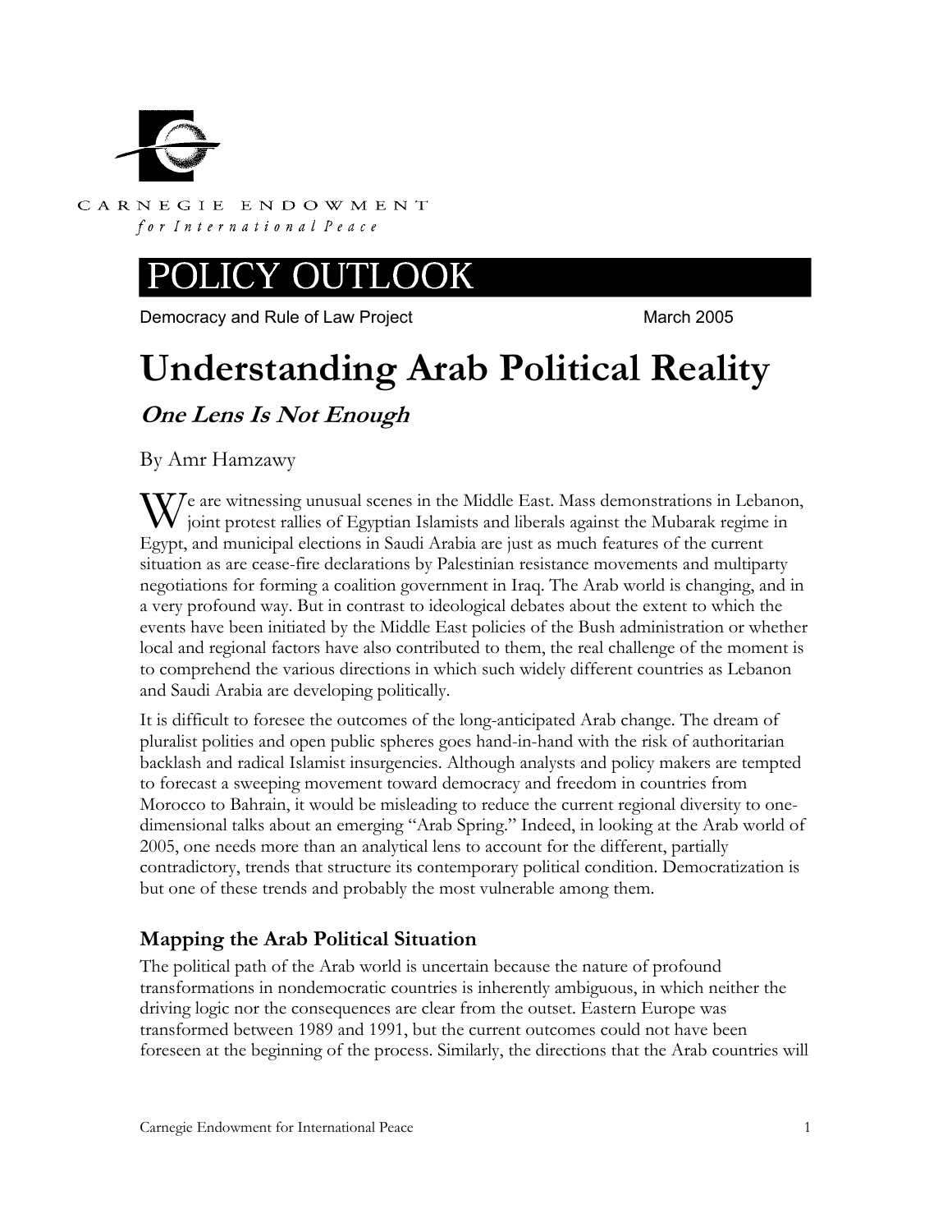CARNEGIE ENDOWMENT
*for International Peace*

# POLICY OUTLOOK

Democracy and Rule of Law Project — March 2005

# Understanding Arab Political Reality

## *One Lens Is Not Enough*

By Amr Hamzawy

We are witnessing unusual scenes in the Middle East. Mass demonstrations in Lebanon, joint protest rallies of Egyptian Islamists and liberals against the Mubarak regime in Egypt, and municipal elections in Saudi Arabia are just as much features of the current situation as are cease-fire declarations by Palestinian resistance movements and multiparty negotiations for forming a coalition government in Iraq. The Arab world is changing, and in a very profound way. But in contrast to ideological debates about the extent to which the events have been initiated by the Middle East policies of the Bush administration or whether local and regional factors have also contributed to them, the real challenge of the moment is to comprehend the various directions in which such widely different countries as Lebanon and Saudi Arabia are developing politically.

It is difficult to foresee the outcomes of the long-anticipated Arab change. The dream of pluralist polities and open public spheres goes hand-in-hand with the risk of authoritarian backlash and radical Islamist insurgencies. Although analysts and policy makers are tempted to forecast a sweeping movement toward democracy and freedom in countries from Morocco to Bahrain, it would be misleading to reduce the current regional diversity to one-dimensional talks about an emerging "Arab Spring." Indeed, in looking at the Arab world of 2005, one needs more than an analytical lens to account for the different, partially contradictory, trends that structure its contemporary political condition. Democratization is but one of these trends and probably the most vulnerable among them.

### Mapping the Arab Political Situation

The political path of the Arab world is uncertain because the nature of profound transformations in nondemocratic countries is inherently ambiguous, in which neither the driving logic nor the consequences are clear from the outset. Eastern Europe was transformed between 1989 and 1991, but the current outcomes could not have been foreseen at the beginning of the process. Similarly, the directions that the Arab countries will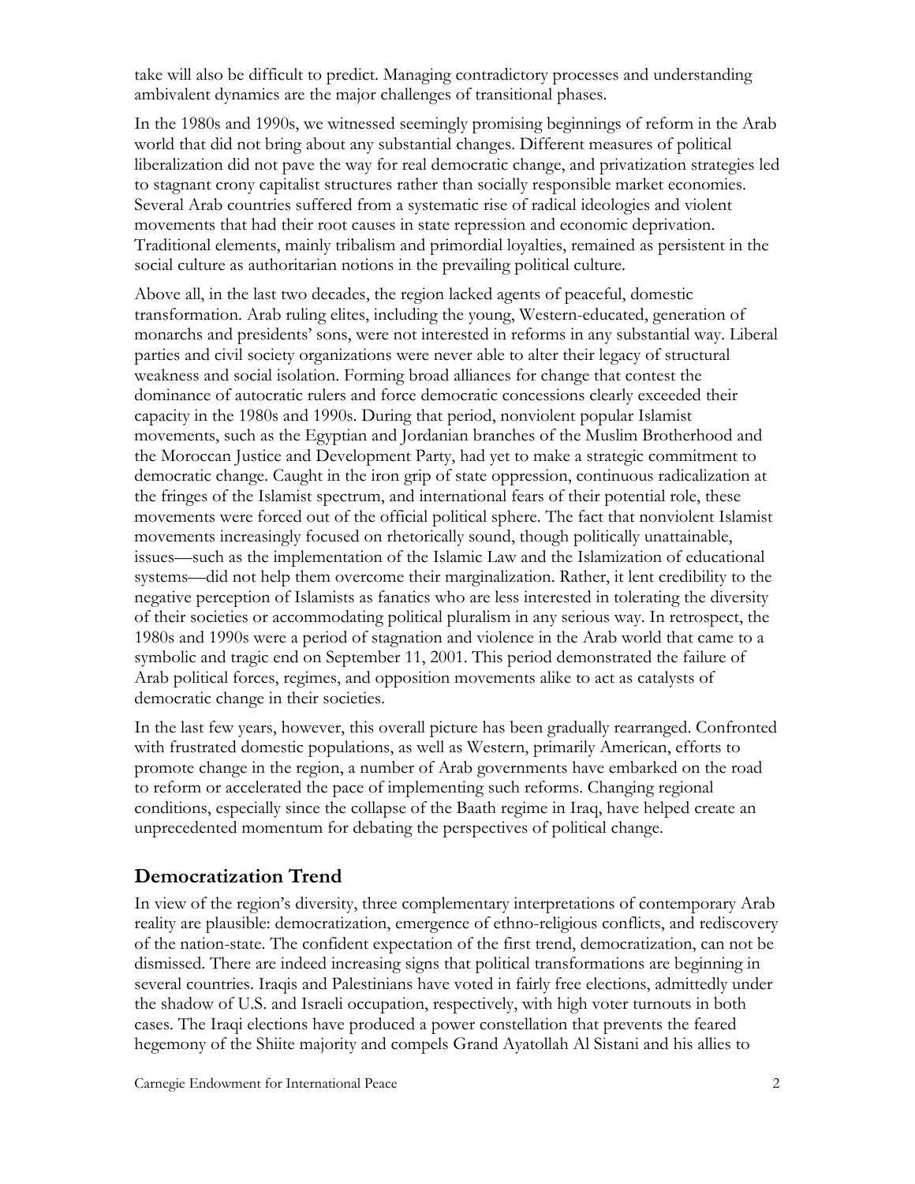take will also be difficult to predict. Managing contradictory processes and understanding ambivalent dynamics are the major challenges of transitional phases.

In the 1980s and 1990s, we witnessed seemingly promising beginnings of reform in the Arab world that did not bring about any substantial changes. Different measures of political liberalization did not pave the way for real democratic change, and privatization strategies led to stagnant crony capitalist structures rather than socially responsible market economies. Several Arab countries suffered from a systematic rise of radical ideologies and violent movements that had their root causes in state repression and economic deprivation. Traditional elements, mainly tribalism and primordial loyalties, remained as persistent in the social culture as authoritarian notions in the prevailing political culture.

Above all, in the last two decades, the region lacked agents of peaceful, domestic transformation. Arab ruling elites, including the young, Western-educated, generation of monarchs and presidents' sons, were not interested in reforms in any substantial way. Liberal parties and civil society organizations were never able to alter their legacy of structural weakness and social isolation. Forming broad alliances for change that contest the dominance of autocratic rulers and force democratic concessions clearly exceeded their capacity in the 1980s and 1990s. During that period, nonviolent popular Islamist movements, such as the Egyptian and Jordanian branches of the Muslim Brotherhood and the Moroccan Justice and Development Party, had yet to make a strategic commitment to democratic change. Caught in the iron grip of state oppression, continuous radicalization at the fringes of the Islamist spectrum, and international fears of their potential role, these movements were forced out of the official political sphere. The fact that nonviolent Islamist movements increasingly focused on rhetorically sound, though politically unattainable, issues—such as the implementation of the Islamic Law and the Islamization of educational systems—did not help them overcome their marginalization. Rather, it lent credibility to the negative perception of Islamists as fanatics who are less interested in tolerating the diversity of their societies or accommodating political pluralism in any serious way. In retrospect, the 1980s and 1990s were a period of stagnation and violence in the Arab world that came to a symbolic and tragic end on September 11, 2001. This period demonstrated the failure of Arab political forces, regimes, and opposition movements alike to act as catalysts of democratic change in their societies.

In the last few years, however, this overall picture has been gradually rearranged. Confronted with frustrated domestic populations, as well as Western, primarily American, efforts to promote change in the region, a number of Arab governments have embarked on the road to reform or accelerated the pace of implementing such reforms. Changing regional conditions, especially since the collapse of the Baath regime in Iraq, have helped create an unprecedented momentum for debating the perspectives of political change.

## Democratization Trend

In view of the region's diversity, three complementary interpretations of contemporary Arab reality are plausible: democratization, emergence of ethno-religious conflicts, and rediscovery of the nation-state. The confident expectation of the first trend, democratization, can not be dismissed. There are indeed increasing signs that political transformations are beginning in several countries. Iraqis and Palestinians have voted in fairly free elections, admittedly under the shadow of U.S. and Israeli occupation, respectively, with high voter turnouts in both cases. The Iraqi elections have produced a power constellation that prevents the feared hegemony of the Shiite majority and compels Grand Ayatollah Al Sistani and his allies to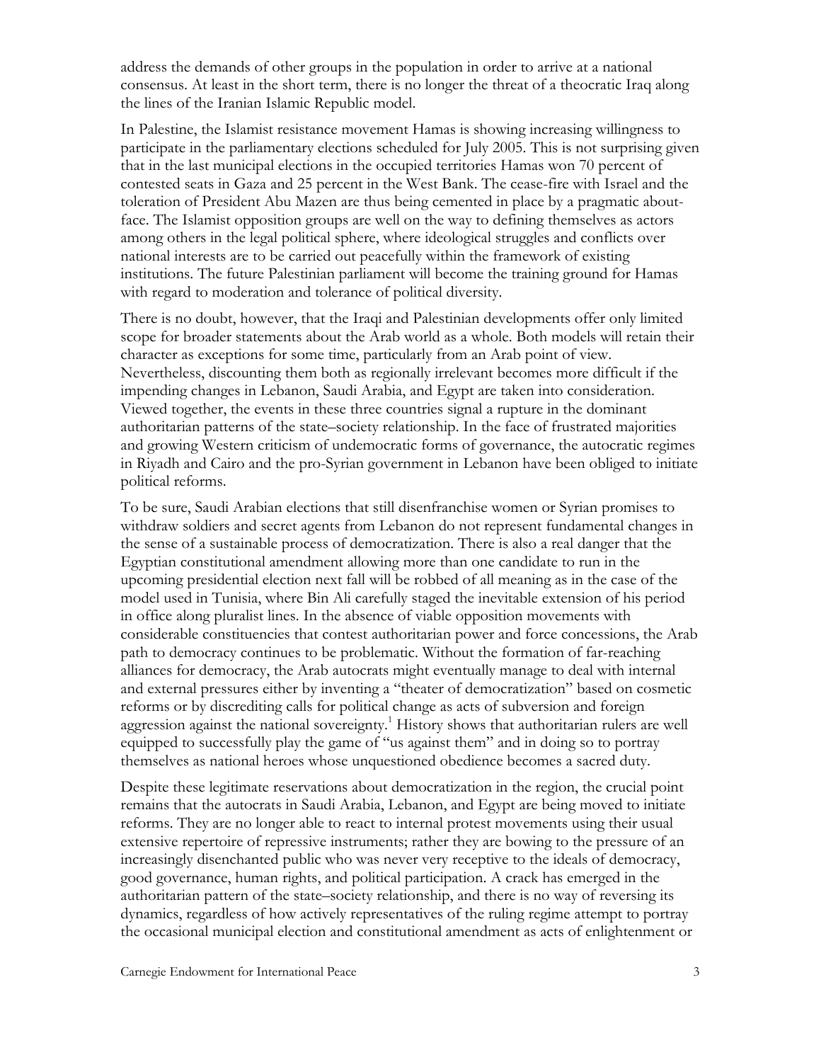address the demands of other groups in the population in order to arrive at a national consensus. At least in the short term, there is no longer the threat of a theocratic Iraq along the lines of the Iranian Islamic Republic model.

In Palestine, the Islamist resistance movement Hamas is showing increasing willingness to participate in the parliamentary elections scheduled for July 2005. This is not surprising given that in the last municipal elections in the occupied territories Hamas won 70 percent of contested seats in Gaza and 25 percent in the West Bank. The cease-fire with Israel and the toleration of President Abu Mazen are thus being cemented in place by a pragmatic about-face. The Islamist opposition groups are well on the way to defining themselves as actors among others in the legal political sphere, where ideological struggles and conflicts over national interests are to be carried out peacefully within the framework of existing institutions. The future Palestinian parliament will become the training ground for Hamas with regard to moderation and tolerance of political diversity.

There is no doubt, however, that the Iraqi and Palestinian developments offer only limited scope for broader statements about the Arab world as a whole. Both models will retain their character as exceptions for some time, particularly from an Arab point of view. Nevertheless, discounting them both as regionally irrelevant becomes more difficult if the impending changes in Lebanon, Saudi Arabia, and Egypt are taken into consideration. Viewed together, the events in these three countries signal a rupture in the dominant authoritarian patterns of the state–society relationship. In the face of frustrated majorities and growing Western criticism of undemocratic forms of governance, the autocratic regimes in Riyadh and Cairo and the pro-Syrian government in Lebanon have been obliged to initiate political reforms.

To be sure, Saudi Arabian elections that still disenfranchise women or Syrian promises to withdraw soldiers and secret agents from Lebanon do not represent fundamental changes in the sense of a sustainable process of democratization. There is also a real danger that the Egyptian constitutional amendment allowing more than one candidate to run in the upcoming presidential election next fall will be robbed of all meaning as in the case of the model used in Tunisia, where Bin Ali carefully staged the inevitable extension of his period in office along pluralist lines. In the absence of viable opposition movements with considerable constituencies that contest authoritarian power and force concessions, the Arab path to democracy continues to be problematic. Without the formation of far-reaching alliances for democracy, the Arab autocrats might eventually manage to deal with internal and external pressures either by inventing a "theater of democratization" based on cosmetic reforms or by discrediting calls for political change as acts of subversion and foreign aggression against the national sovereignty.[1] History shows that authoritarian rulers are well equipped to successfully play the game of "us against them" and in doing so to portray themselves as national heroes whose unquestioned obedience becomes a sacred duty.

Despite these legitimate reservations about democratization in the region, the crucial point remains that the autocrats in Saudi Arabia, Lebanon, and Egypt are being moved to initiate reforms. They are no longer able to react to internal protest movements using their usual extensive repertoire of repressive instruments; rather they are bowing to the pressure of an increasingly disenchanted public who was never very receptive to the ideals of democracy, good governance, human rights, and political participation. A crack has emerged in the authoritarian pattern of the state–society relationship, and there is no way of reversing its dynamics, regardless of how actively representatives of the ruling regime attempt to portray the occasional municipal election and constitutional amendment as acts of enlightenment or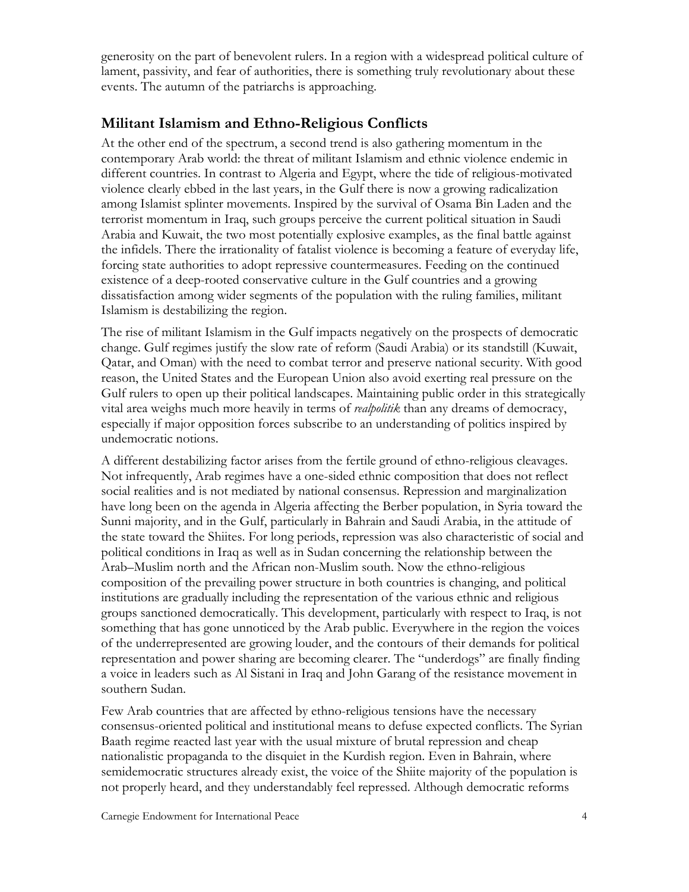generosity on the part of benevolent rulers. In a region with a widespread political culture of lament, passivity, and fear of authorities, there is something truly revolutionary about these events. The autumn of the patriarchs is approaching.

## Militant Islamism and Ethno-Religious Conflicts

At the other end of the spectrum, a second trend is also gathering momentum in the contemporary Arab world: the threat of militant Islamism and ethnic violence endemic in different countries. In contrast to Algeria and Egypt, where the tide of religious-motivated violence clearly ebbed in the last years, in the Gulf there is now a growing radicalization among Islamist splinter movements. Inspired by the survival of Osama Bin Laden and the terrorist momentum in Iraq, such groups perceive the current political situation in Saudi Arabia and Kuwait, the two most potentially explosive examples, as the final battle against the infidels. There the irrationality of fatalist violence is becoming a feature of everyday life, forcing state authorities to adopt repressive countermeasures. Feeding on the continued existence of a deep-rooted conservative culture in the Gulf countries and a growing dissatisfaction among wider segments of the population with the ruling families, militant Islamism is destabilizing the region.

The rise of militant Islamism in the Gulf impacts negatively on the prospects of democratic change. Gulf regimes justify the slow rate of reform (Saudi Arabia) or its standstill (Kuwait, Qatar, and Oman) with the need to combat terror and preserve national security. With good reason, the United States and the European Union also avoid exerting real pressure on the Gulf rulers to open up their political landscapes. Maintaining public order in this strategically vital area weighs much more heavily in terms of *realpolitik* than any dreams of democracy, especially if major opposition forces subscribe to an understanding of politics inspired by undemocratic notions.

A different destabilizing factor arises from the fertile ground of ethno-religious cleavages. Not infrequently, Arab regimes have a one-sided ethnic composition that does not reflect social realities and is not mediated by national consensus. Repression and marginalization have long been on the agenda in Algeria affecting the Berber population, in Syria toward the Sunni majority, and in the Gulf, particularly in Bahrain and Saudi Arabia, in the attitude of the state toward the Shiites. For long periods, repression was also characteristic of social and political conditions in Iraq as well as in Sudan concerning the relationship between the Arab–Muslim north and the African non-Muslim south. Now the ethno-religious composition of the prevailing power structure in both countries is changing, and political institutions are gradually including the representation of the various ethnic and religious groups sanctioned democratically. This development, particularly with respect to Iraq, is not something that has gone unnoticed by the Arab public. Everywhere in the region the voices of the underrepresented are growing louder, and the contours of their demands for political representation and power sharing are becoming clearer. The "underdogs" are finally finding a voice in leaders such as Al Sistani in Iraq and John Garang of the resistance movement in southern Sudan.

Few Arab countries that are affected by ethno-religious tensions have the necessary consensus-oriented political and institutional means to defuse expected conflicts. The Syrian Baath regime reacted last year with the usual mixture of brutal repression and cheap nationalistic propaganda to the disquiet in the Kurdish region. Even in Bahrain, where semidemocratic structures already exist, the voice of the Shiite majority of the population is not properly heard, and they understandably feel repressed. Although democratic reforms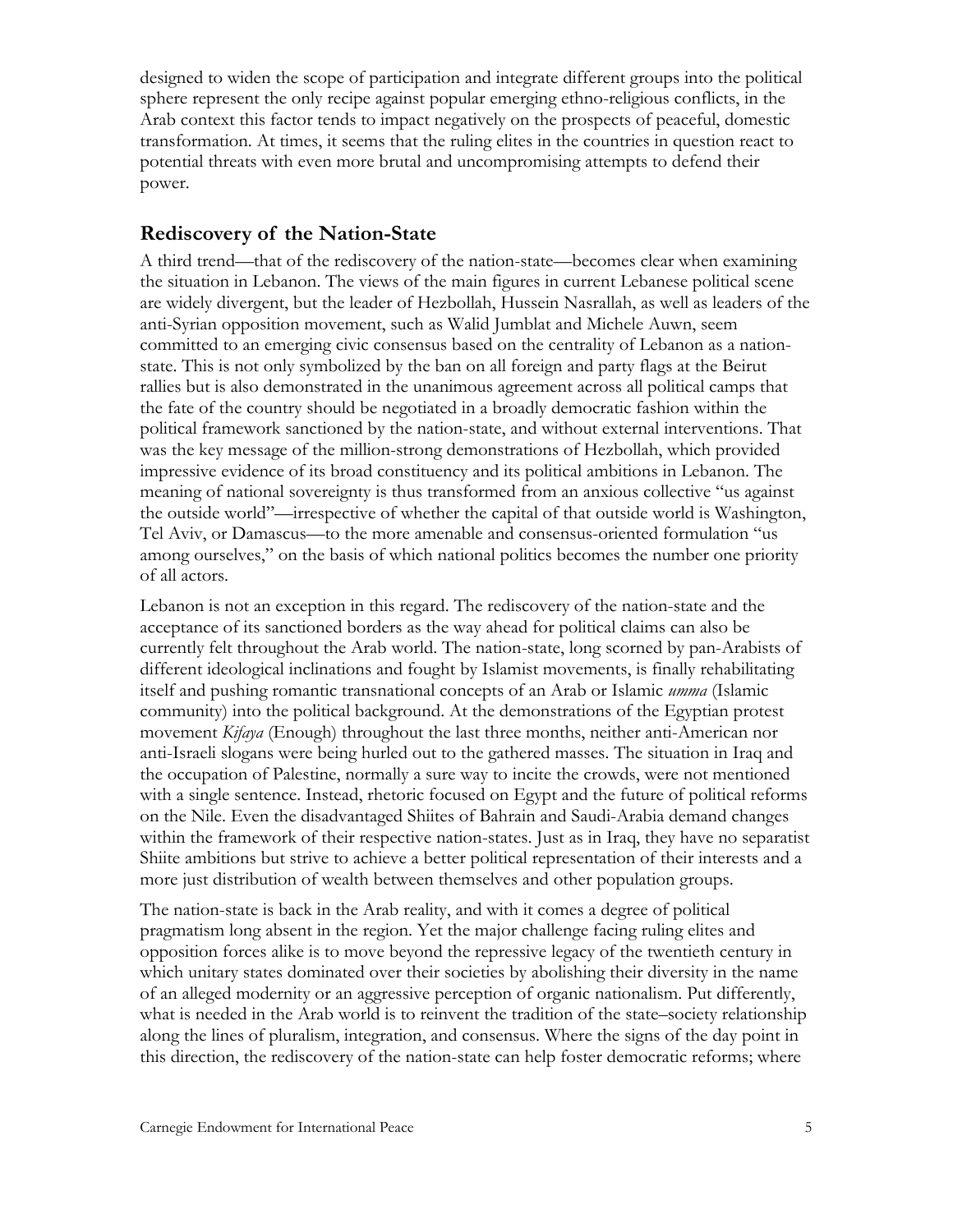designed to widen the scope of participation and integrate different groups into the political sphere represent the only recipe against popular emerging ethno-religious conflicts, in the Arab context this factor tends to impact negatively on the prospects of peaceful, domestic transformation. At times, it seems that the ruling elites in the countries in question react to potential threats with even more brutal and uncompromising attempts to defend their power.

## Rediscovery of the Nation-State

A third trend—that of the rediscovery of the nation-state—becomes clear when examining the situation in Lebanon. The views of the main figures in current Lebanese political scene are widely divergent, but the leader of Hezbollah, Hussein Nasrallah, as well as leaders of the anti-Syrian opposition movement, such as Walid Jumblat and Michele Auwn, seem committed to an emerging civic consensus based on the centrality of Lebanon as a nation-state. This is not only symbolized by the ban on all foreign and party flags at the Beirut rallies but is also demonstrated in the unanimous agreement across all political camps that the fate of the country should be negotiated in a broadly democratic fashion within the political framework sanctioned by the nation-state, and without external interventions. That was the key message of the million-strong demonstrations of Hezbollah, which provided impressive evidence of its broad constituency and its political ambitions in Lebanon. The meaning of national sovereignty is thus transformed from an anxious collective "us against the outside world"—irrespective of whether the capital of that outside world is Washington, Tel Aviv, or Damascus—to the more amenable and consensus-oriented formulation "us among ourselves," on the basis of which national politics becomes the number one priority of all actors.

Lebanon is not an exception in this regard. The rediscovery of the nation-state and the acceptance of its sanctioned borders as the way ahead for political claims can also be currently felt throughout the Arab world. The nation-state, long scorned by pan-Arabists of different ideological inclinations and fought by Islamist movements, is finally rehabilitating itself and pushing romantic transnational concepts of an Arab or Islamic *umma* (Islamic community) into the political background. At the demonstrations of the Egyptian protest movement *Kifaya* (Enough) throughout the last three months, neither anti-American nor anti-Israeli slogans were being hurled out to the gathered masses. The situation in Iraq and the occupation of Palestine, normally a sure way to incite the crowds, were not mentioned with a single sentence. Instead, rhetoric focused on Egypt and the future of political reforms on the Nile. Even the disadvantaged Shiites of Bahrain and Saudi-Arabia demand changes within the framework of their respective nation-states. Just as in Iraq, they have no separatist Shiite ambitions but strive to achieve a better political representation of their interests and a more just distribution of wealth between themselves and other population groups.

The nation-state is back in the Arab reality, and with it comes a degree of political pragmatism long absent in the region. Yet the major challenge facing ruling elites and opposition forces alike is to move beyond the repressive legacy of the twentieth century in which unitary states dominated over their societies by abolishing their diversity in the name of an alleged modernity or an aggressive perception of organic nationalism. Put differently, what is needed in the Arab world is to reinvent the tradition of the state–society relationship along the lines of pluralism, integration, and consensus. Where the signs of the day point in this direction, the rediscovery of the nation-state can help foster democratic reforms; where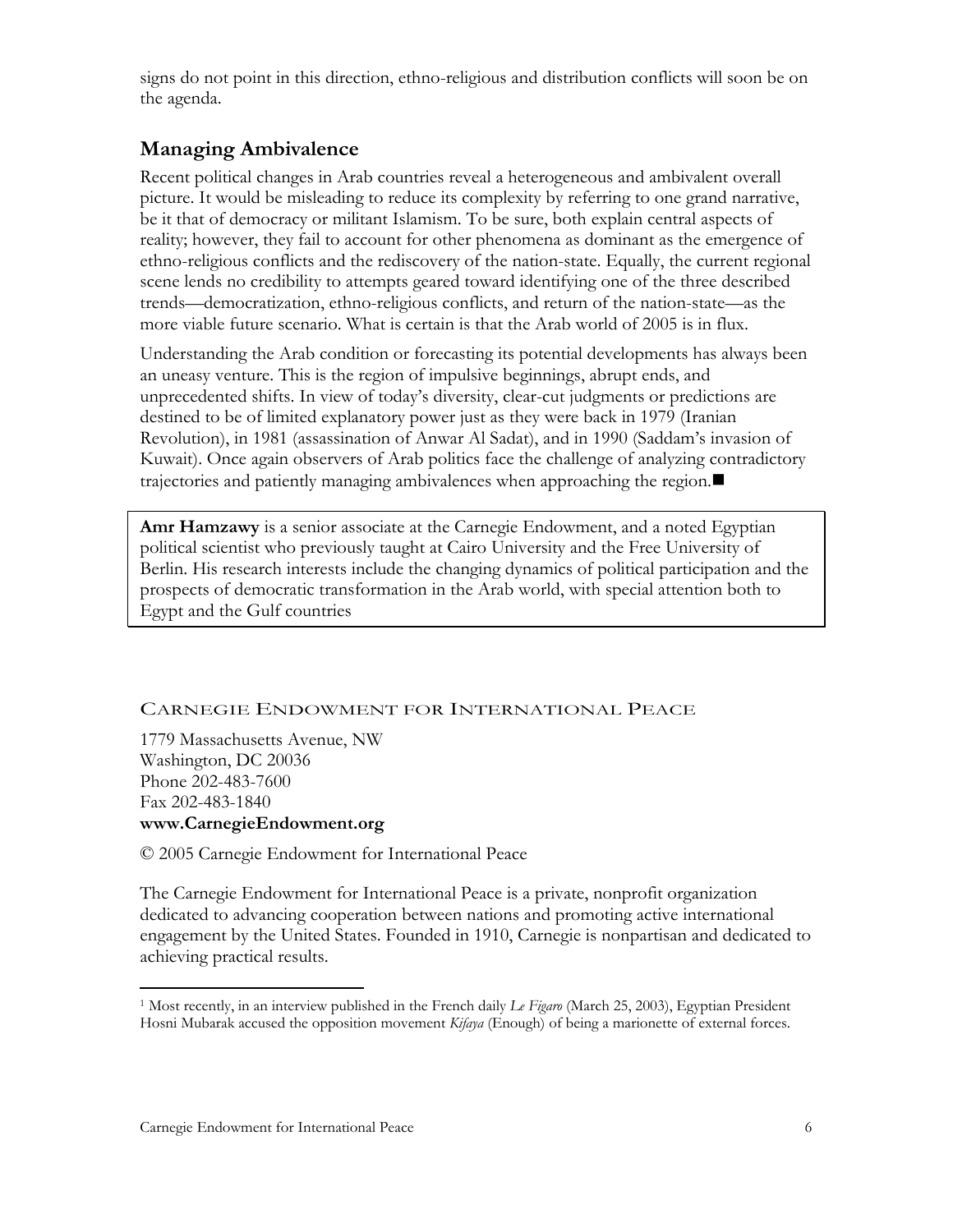signs do not point in this direction, ethno-religious and distribution conflicts will soon be on the agenda.

## Managing Ambivalence

Recent political changes in Arab countries reveal a heterogeneous and ambivalent overall picture. It would be misleading to reduce its complexity by referring to one grand narrative, be it that of democracy or militant Islamism. To be sure, both explain central aspects of reality; however, they fail to account for other phenomena as dominant as the emergence of ethno-religious conflicts and the rediscovery of the nation-state. Equally, the current regional scene lends no credibility to attempts geared toward identifying one of the three described trends—democratization, ethno-religious conflicts, and return of the nation-state—as the more viable future scenario. What is certain is that the Arab world of 2005 is in flux.

Understanding the Arab condition or forecasting its potential developments has always been an uneasy venture. This is the region of impulsive beginnings, abrupt ends, and unprecedented shifts. In view of today's diversity, clear-cut judgments or predictions are destined to be of limited explanatory power just as they were back in 1979 (Iranian Revolution), in 1981 (assassination of Anwar Al Sadat), and in 1990 (Saddam's invasion of Kuwait). Once again observers of Arab politics face the challenge of analyzing contradictory trajectories and patiently managing ambivalences when approaching the region.■

**Amr Hamzawy** is a senior associate at the Carnegie Endowment, and a noted Egyptian political scientist who previously taught at Cairo University and the Free University of Berlin. His research interests include the changing dynamics of political participation and the prospects of democratic transformation in the Arab world, with special attention both to Egypt and the Gulf countries

CARNEGIE ENDOWMENT FOR INTERNATIONAL PEACE

1779 Massachusetts Avenue, NW
Washington, DC 20036
Phone 202-483-7600
Fax 202-483-1840
**www.CarnegieEndowment.org**

© 2005 Carnegie Endowment for International Peace

The Carnegie Endowment for International Peace is a private, nonprofit organization dedicated to advancing cooperation between nations and promoting active international engagement by the United States. Founded in 1910, Carnegie is nonpartisan and dedicated to achieving practical results.

---

[1] Most recently, in an interview published in the French daily *Le Figaro* (March 25, 2003), Egyptian President Hosni Mubarak accused the opposition movement *Kifaya* (Enough) of being a marionette of external forces.